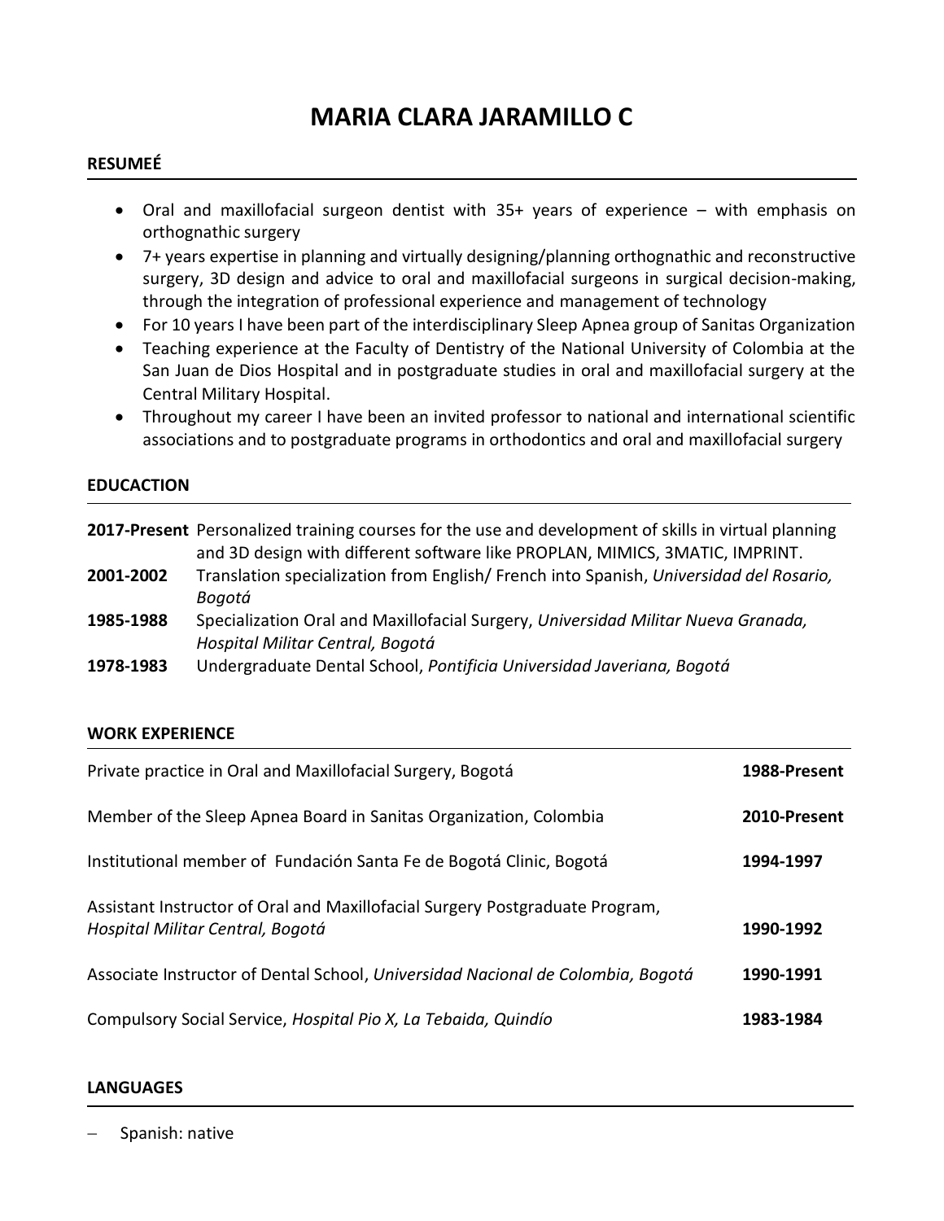# MARIA CLARA JARAMILLO C

## RESUMEÉ

- Oral and maxillofacial surgeon dentist with 35+ years of experience – with emphasis on orthognathic surgery
- 7+ years expertise in planning and virtually designing/planning orthognathic and reconstructive surgery, 3D design and advice to oral and maxillofacial surgeons in surgical decision-making, through the integration of professional experience and management of technology
- For 10 years I have been part of the interdisciplinary Sleep Apnea group of Sanitas Organization
- Teaching experience at the Faculty of Dentistry of the National University of Colombia at the San Juan de Dios Hospital and in postgraduate studies in oral and maxillofacial surgery at the Central Military Hospital.
- Throughout my career I have been an invited professor to national and international scientific associations and to postgraduate programs in orthodontics and oral and maxillofacial surgery

## EDUCACTION

| | |
|---|---|
| **2017-Present** | Personalized training courses for the use and development of skills in virtual planning and 3D design with different software like PROPLAN, MIMICS, 3MATIC, IMPRINT. |
| **2001-2002** | Translation specialization from English/ French into Spanish, *Universidad del Rosario, Bogotá* |
| **1985-1988** | Specialization Oral and Maxillofacial Surgery, *Universidad Militar Nueva Granada, Hospital Militar Central, Bogotá* |
| **1978-1983** | Undergraduate Dental School, *Pontificia Universidad Javeriana, Bogotá* |

## WORK EXPERIENCE

| | |
|---|---|
| Private practice in Oral and Maxillofacial Surgery, Bogotá | **1988-Present** |
| Member of the Sleep Apnea Board in Sanitas Organization, Colombia | **2010-Present** |
| Institutional member of Fundación Santa Fe de Bogotá Clinic, Bogotá | **1994-1997** |
| Assistant Instructor of Oral and Maxillofacial Surgery Postgraduate Program, *Hospital Militar Central, Bogotá* | **1990-1992** |
| Associate Instructor of Dental School, *Universidad Nacional de Colombia, Bogotá* | **1990-1991** |
| Compulsory Social Service, *Hospital Pio X, La Tebaida, Quindío* | **1983-1984** |

## LANGUAGES

- Spanish: native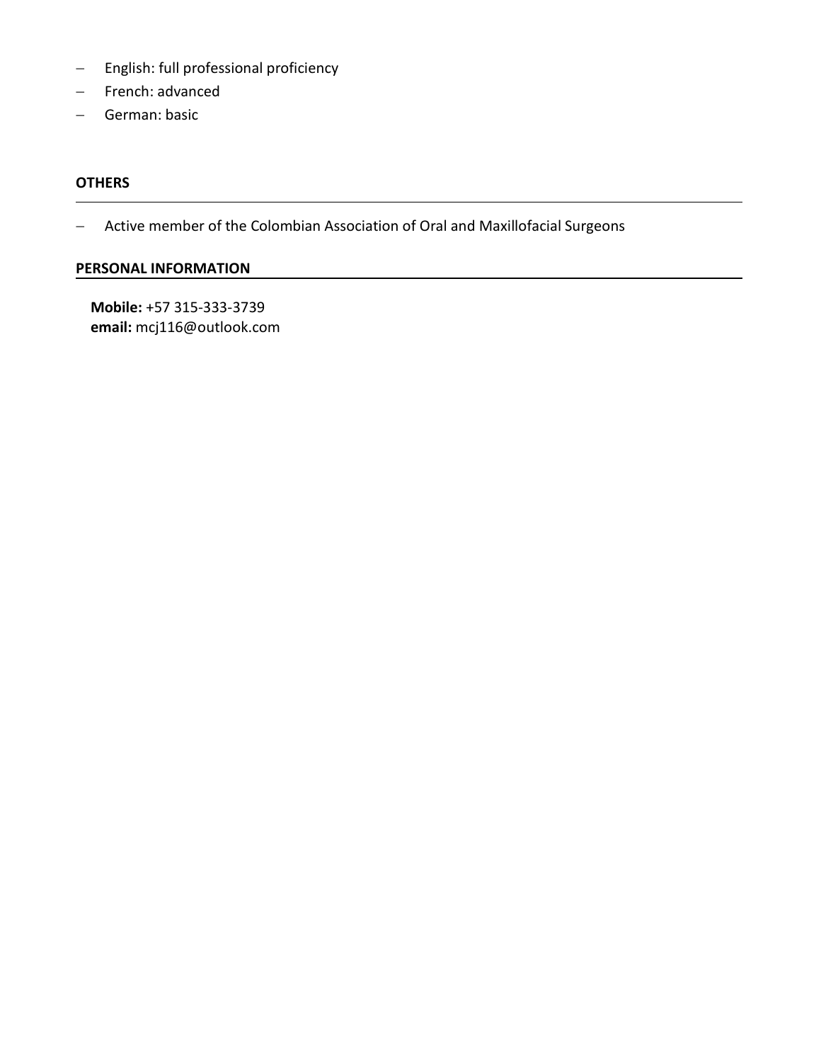- English: full professional proficiency
- French: advanced
- German: basic

## OTHERS

- Active member of the Colombian Association of Oral and Maxillofacial Surgeons

## PERSONAL INFORMATION

**Mobile:** +57 315-333-3739
**email:** mcj116@outlook.com